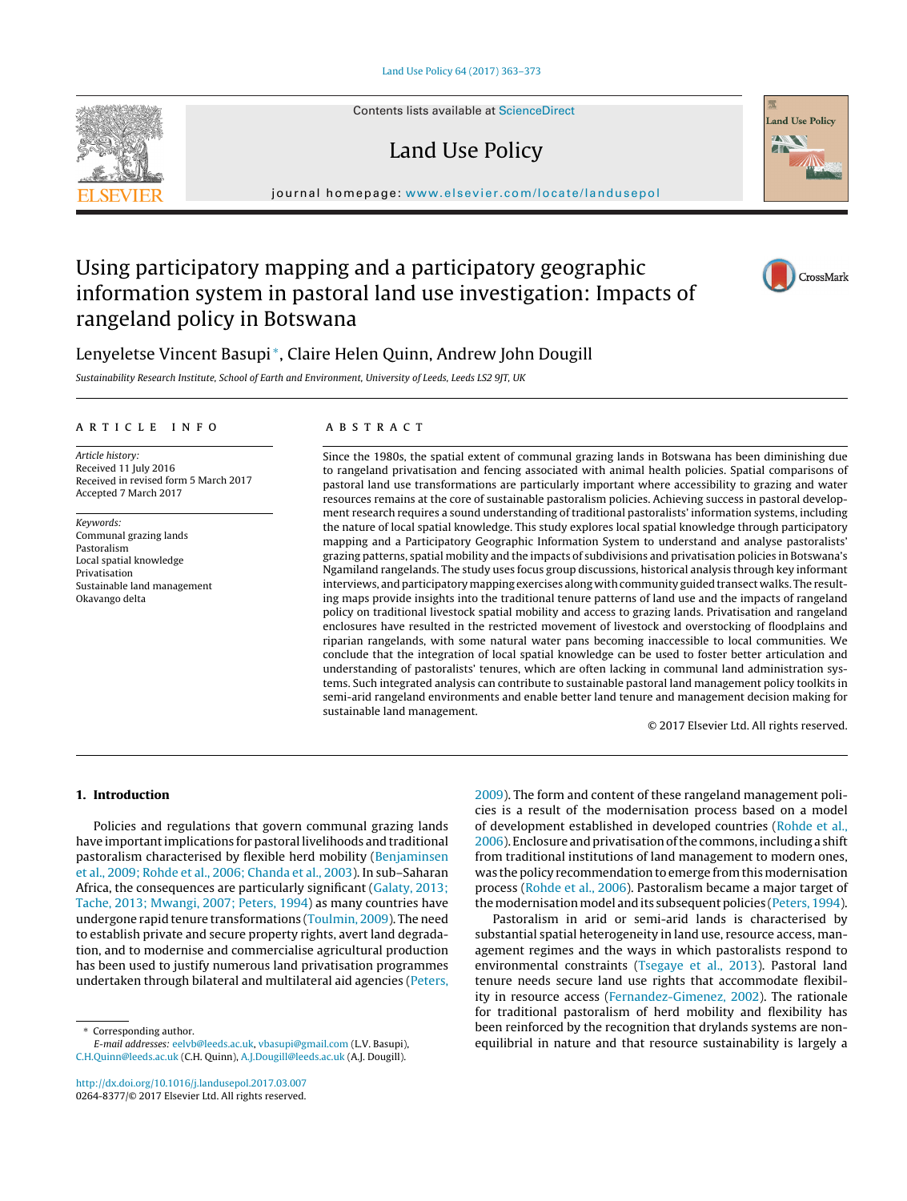# Using participatory mapping and a participatory geographic information system in pastoral land use investigation: Impacts of rangeland policy in Botswana

Lenyeletse Vincent Basupi*, Claire Helen Quinn, Andrew John Dougill

*Sustainability Research Institute, School of Earth and Environment, University of Leeds, Leeds LS2 9JT, UK*

## ARTICLE INFO

*Article history:*
Received 11 July 2016
Received in revised form 5 March 2017
Accepted 7 March 2017

*Keywords:*
Communal grazing lands
Pastoralism
Local spatial knowledge
Privatisation
Sustainable land management
Okavango delta

## ABSTRACT

Since the 1980s, the spatial extent of communal grazing lands in Botswana has been diminishing due to rangeland privatisation and fencing associated with animal health policies. Spatial comparisons of pastoral land use transformations are particularly important where accessibility to grazing and water resources remains at the core of sustainable pastoralism policies. Achieving success in pastoral development research requires a sound understanding of traditional pastoralists' information systems, including the nature of local spatial knowledge. This study explores local spatial knowledge through participatory mapping and a Participatory Geographic Information System to understand and analyse pastoralists' grazing patterns, spatial mobility and the impacts of subdivisions and privatisation policies in Botswana's Ngamiland rangelands. The study uses focus group discussions, historical analysis through key informant interviews, and participatory mapping exercises along with community guided transect walks. The resulting maps provide insights into the traditional tenure patterns of land use and the impacts of rangeland policy on traditional livestock spatial mobility and access to grazing lands. Privatisation and rangeland enclosures have resulted in the restricted movement of livestock and overstocking of floodplains and riparian rangelands, with some natural water pans becoming inaccessible to local communities. We conclude that the integration of local spatial knowledge can be used to foster better articulation and understanding of pastoralists' tenures, which are often lacking in communal land administration systems. Such integrated analysis can contribute to sustainable pastoral land management policy toolkits in semi-arid rangeland environments and enable better land tenure and management decision making for sustainable land management.

© 2017 Elsevier Ltd. All rights reserved.

## 1. Introduction

Policies and regulations that govern communal grazing lands have important implications for pastoral livelihoods and traditional pastoralism characterised by flexible herd mobility (Benjaminsen et al., 2009; Rohde et al., 2006; Chanda et al., 2003). In sub–Saharan Africa, the consequences are particularly significant (Galaty, 2013; Tache, 2013; Mwangi, 2007; Peters, 1994) as many countries have undergone rapid tenure transformations (Toulmin, 2009). The need to establish private and secure property rights, avert land degradation, and to modernise and commercialise agricultural production has been used to justify numerous land privatisation programmes undertaken through bilateral and multilateral aid agencies (Peters, 2009). The form and content of these rangeland management policies is a result of the modernisation process based on a model of development established in developed countries (Rohde et al., 2006). Enclosure and privatisation of the commons, including a shift from traditional institutions of land management to modern ones, was the policy recommendation to emerge from this modernisation process (Rohde et al., 2006). Pastoralism became a major target of the modernisation model and its subsequent policies (Peters, 1994).

Pastoralism in arid or semi-arid lands is characterised by substantial spatial heterogeneity in land use, resource access, management regimes and the ways in which pastoralists respond to environmental constraints (Tsegaye et al., 2013). Pastoral land tenure needs secure land use rights that accommodate flexibility in resource access (Fernandez-Gimenez, 2002). The rationale for traditional pastoralism of herd mobility and flexibility has been reinforced by the recognition that drylands systems are non-equilibrial in nature and that resource sustainability is largely a

* Corresponding author.
*E-mail addresses:* eelvb@leeds.ac.uk, vbasupi@gmail.com (L.V. Basupi), C.H.Quinn@leeds.ac.uk (C.H. Quinn), A.J.Dougill@leeds.ac.uk (A.J. Dougill).

http://dx.doi.org/10.1016/j.landusepol.2017.03.007
0264-8377/© 2017 Elsevier Ltd. All rights reserved.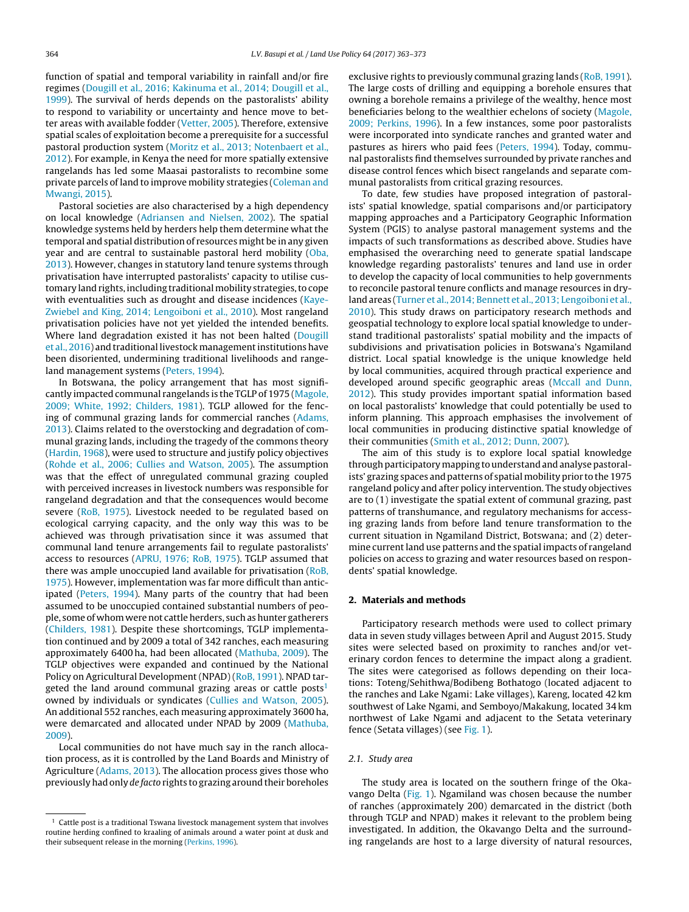function of spatial and temporal variability in rainfall and/or fire regimes (Dougill et al., 2016; Kakinuma et al., 2014; Dougill et al., 1999). The survival of herds depends on the pastoralists' ability to respond to variability or uncertainty and hence move to better areas with available fodder (Vetter, 2005). Therefore, extensive spatial scales of exploitation become a prerequisite for a successful pastoral production system (Moritz et al., 2013; Notenbaert et al., 2012). For example, in Kenya the need for more spatially extensive rangelands has led some Maasai pastoralists to recombine some private parcels of land to improve mobility strategies (Coleman and Mwangi, 2015).

Pastoral societies are also characterised by a high dependency on local knowledge (Adriansen and Nielsen, 2002). The spatial knowledge systems held by herders help them determine what the temporal and spatial distribution of resources might be in any given year and are central to sustainable pastoral herd mobility (Oba, 2013). However, changes in statutory land tenure systems through privatisation have interrupted pastoralists' capacity to utilise customary land rights, including traditional mobility strategies, to cope with eventualities such as drought and disease incidences (Kaye-Zwiebel and King, 2014; Lengoiboni et al., 2010). Most rangeland privatisation policies have not yet yielded the intended benefits. Where land degradation existed it has not been halted (Dougill et al., 2016) and traditional livestock management institutions have been disoriented, undermining traditional livelihoods and rangeland management systems (Peters, 1994).

In Botswana, the policy arrangement that has most significantly impacted communal rangelands is the TGLP of 1975 (Magole, 2009; White, 1992; Childers, 1981). TGLP allowed for the fencing of communal grazing lands for commercial ranches (Adams, 2013). Claims related to the overstocking and degradation of communal grazing lands, including the tragedy of the commons theory (Hardin, 1968), were used to structure and justify policy objectives (Rohde et al., 2006; Cullies and Watson, 2005). The assumption was that the effect of unregulated communal grazing coupled with perceived increases in livestock numbers was responsible for rangeland degradation and that the consequences would become severe (RoB, 1975). Livestock needed to be regulated based on ecological carrying capacity, and the only way this was to be achieved was through privatisation since it was assumed that communal land tenure arrangements fail to regulate pastoralists' access to resources (APRU, 1976; RoB, 1975). TGLP assumed that there was ample unoccupied land available for privatisation (RoB, 1975). However, implementation was far more difficult than anticipated (Peters, 1994). Many parts of the country that had been assumed to be unoccupied contained substantial numbers of people, some of whom were not cattle herders, such as hunter gatherers (Childers, 1981). Despite these shortcomings, TGLP implementation continued and by 2009 a total of 342 ranches, each measuring approximately 6400 ha, had been allocated (Mathuba, 2009). The TGLP objectives were expanded and continued by the National Policy on Agricultural Development (NPAD) (RoB, 1991). NPAD targeted the land around communal grazing areas or cattle posts[1] owned by individuals or syndicates (Cullies and Watson, 2005). An additional 552 ranches, each measuring approximately 3600 ha, were demarcated and allocated under NPAD by 2009 (Mathuba, 2009).

Local communities do not have much say in the ranch allocation process, as it is controlled by the Land Boards and Ministry of Agriculture (Adams, 2013). The allocation process gives those who previously had only *de facto* rights to grazing around their boreholes exclusive rights to previously communal grazing lands (RoB, 1991). The large costs of drilling and equipping a borehole ensures that owning a borehole remains a privilege of the wealthy, hence most beneficiaries belong to the wealthier echelons of society (Magole, 2009; Perkins, 1996). In a few instances, some poor pastoralists were incorporated into syndicate ranches and granted water and pastures as hirers who paid fees (Peters, 1994). Today, communal pastoralists find themselves surrounded by private ranches and disease control fences which bisect rangelands and separate communal pastoralists from critical grazing resources.

To date, few studies have proposed integration of pastoralists' spatial knowledge, spatial comparisons and/or participatory mapping approaches and a Participatory Geographic Information System (PGIS) to analyse pastoral management systems and the impacts of such transformations as described above. Studies have emphasised the overarching need to generate spatial landscape knowledge regarding pastoralists' tenures and land use in order to develop the capacity of local communities to help governments to reconcile pastoral tenure conflicts and manage resources in dryland areas (Turner et al., 2014; Bennett et al., 2013; Lengoiboni et al., 2010). This study draws on participatory research methods and geospatial technology to explore local spatial knowledge to understand traditional pastoralists' spatial mobility and the impacts of subdivisions and privatisation policies in Botswana's Ngamiland district. Local spatial knowledge is the unique knowledge held by local communities, acquired through practical experience and developed around specific geographic areas (Mccall and Dunn, 2012). This study provides important spatial information based on local pastoralists' knowledge that could potentially be used to inform planning. This approach emphasises the involvement of local communities in producing distinctive spatial knowledge of their communities (Smith et al., 2012; Dunn, 2007).

The aim of this study is to explore local spatial knowledge through participatory mapping to understand and analyse pastoralists' grazing spaces and patterns of spatial mobility prior to the 1975 rangeland policy and after policy intervention. The study objectives are to (1) investigate the spatial extent of communal grazing, past patterns of transhumance, and regulatory mechanisms for accessing grazing lands from before land tenure transformation to the current situation in Ngamiland District, Botswana; and (2) determine current land use patterns and the spatial impacts of rangeland policies on access to grazing and water resources based on respondents' spatial knowledge.

## 2. Materials and methods

Participatory research methods were used to collect primary data in seven study villages between April and August 2015. Study sites were selected based on proximity to ranches and/or veterinary cordon fences to determine the impact along a gradient. The sites were categorised as follows depending on their locations: Toteng/Sehithwa/Bodibeng Bothatogo (located adjacent to the ranches and Lake Ngami: Lake villages), Kareng, located 42 km southwest of Lake Ngami, and Semboyo/Makakung, located 34 km northwest of Lake Ngami and adjacent to the Setata veterinary fence (Setata villages) (see Fig. 1).

### 2.1. Study area

The study area is located on the southern fringe of the Okavango Delta (Fig. 1). Ngamiland was chosen because the number of ranches (approximately 200) demarcated in the district (both through TGLP and NPAD) makes it relevant to the problem being investigated. In addition, the Okavango Delta and the surrounding rangelands are host to a large diversity of natural resources,

[1] Cattle post is a traditional Tswana livestock management system that involves routine herding confined to kraaling of animals around a water point at dusk and their subsequent release in the morning (Perkins, 1996).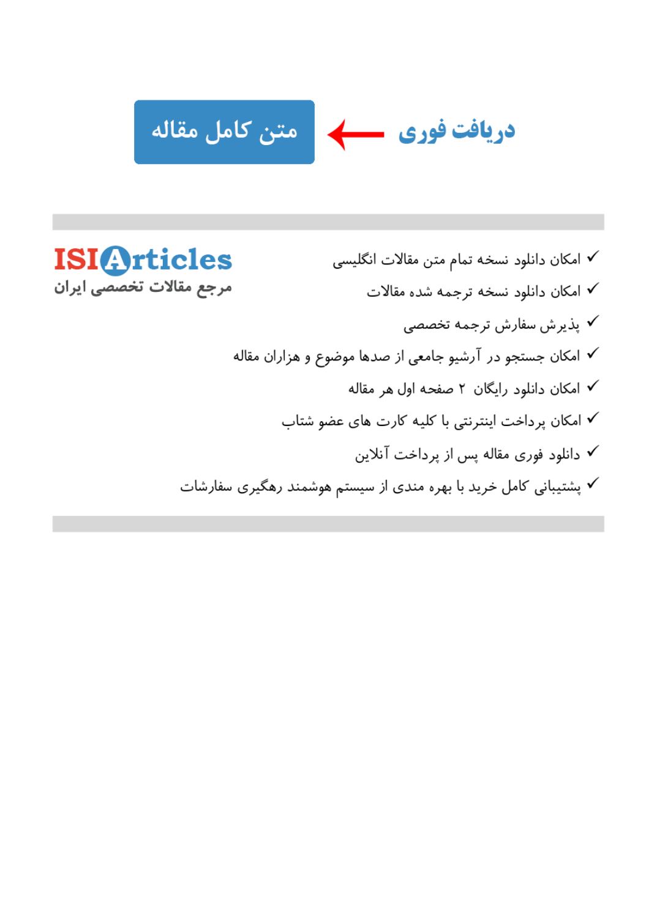دریافت فوری ← متن کامل مقاله

**ISIArticles**
مرجع مقالات تخصصی ایران

- ✓ امکان دانلود نسخه تمام متن مقالات انگلیسی
- ✓ امکان دانلود نسخه ترجمه شده مقالات
- ✓ پذیرش سفارش ترجمه تخصصی
- ✓ امکان جستجو در آرشیو جامعی از صدها موضوع و هزاران مقاله
- ✓ امکان دانلود رایگان ۲ صفحه اول هر مقاله
- ✓ امکان پرداخت اینترنتی با کلیه کارت های عضو شتاب
- ✓ دانلود فوری مقاله پس از پرداخت آنلاین
- ✓ پشتیبانی کامل خرید با بهره مندی از سیستم هوشمند رهگیری سفارشات